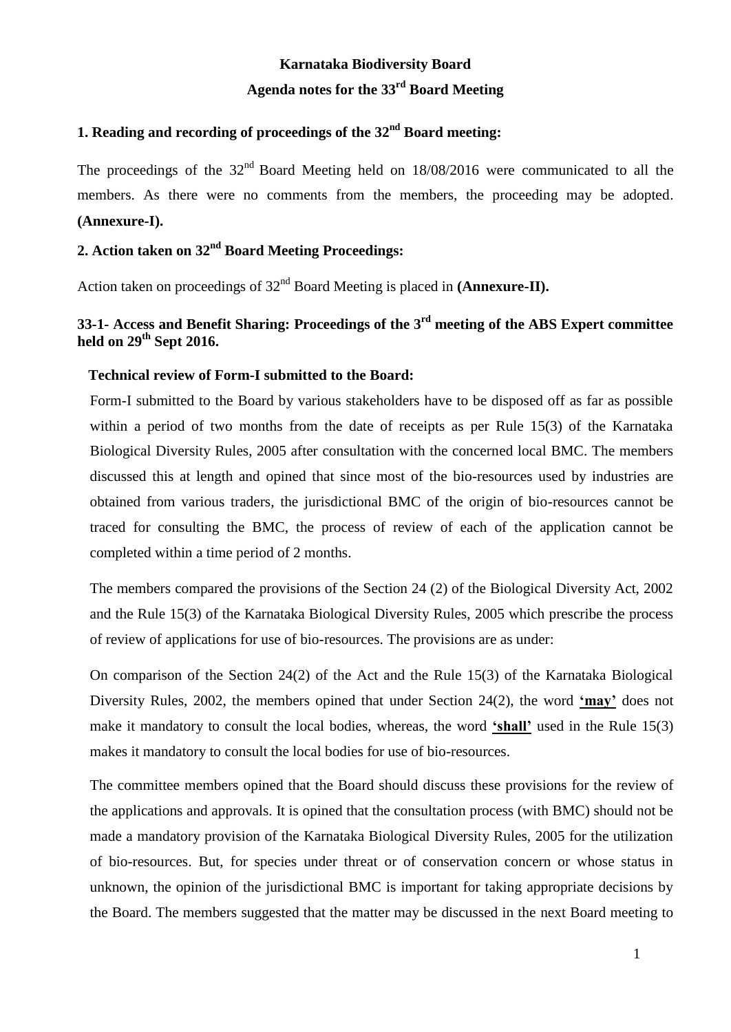# Karnataka Biodiversity Board

## Agenda notes for the 33rd Board Meeting

### 1. Reading and recording of proceedings of the 32nd Board meeting:

The proceedings of the 32nd Board Meeting held on 18/08/2016 were communicated to all the members. As there were no comments from the members, the proceeding may be adopted. **(Annexure-I).**

### 2. Action taken on 32nd Board Meeting Proceedings:

Action taken on proceedings of 32nd Board Meeting is placed in **(Annexure-II).**

### 33-1- Access and Benefit Sharing: Proceedings of the 3rd meeting of the ABS Expert committee held on 29th Sept 2016.

**Technical review of Form-I submitted to the Board:**

Form-I submitted to the Board by various stakeholders have to be disposed off as far as possible within a period of two months from the date of receipts as per Rule 15(3) of the Karnataka Biological Diversity Rules, 2005 after consultation with the concerned local BMC. The members discussed this at length and opined that since most of the bio-resources used by industries are obtained from various traders, the jurisdictional BMC of the origin of bio-resources cannot be traced for consulting the BMC, the process of review of each of the application cannot be completed within a time period of 2 months.

The members compared the provisions of the Section 24 (2) of the Biological Diversity Act, 2002 and the Rule 15(3) of the Karnataka Biological Diversity Rules, 2005 which prescribe the process of review of applications for use of bio-resources. The provisions are as under:

On comparison of the Section 24(2) of the Act and the Rule 15(3) of the Karnataka Biological Diversity Rules, 2002, the members opined that under Section 24(2), the word **<u>'may'</u>** does not make it mandatory to consult the local bodies, whereas, the word **<u>'shall'</u>** used in the Rule 15(3) makes it mandatory to consult the local bodies for use of bio-resources.

The committee members opined that the Board should discuss these provisions for the review of the applications and approvals. It is opined that the consultation process (with BMC) should not be made a mandatory provision of the Karnataka Biological Diversity Rules, 2005 for the utilization of bio-resources. But, for species under threat or of conservation concern or whose status in unknown, the opinion of the jurisdictional BMC is important for taking appropriate decisions by the Board. The members suggested that the matter may be discussed in the next Board meeting to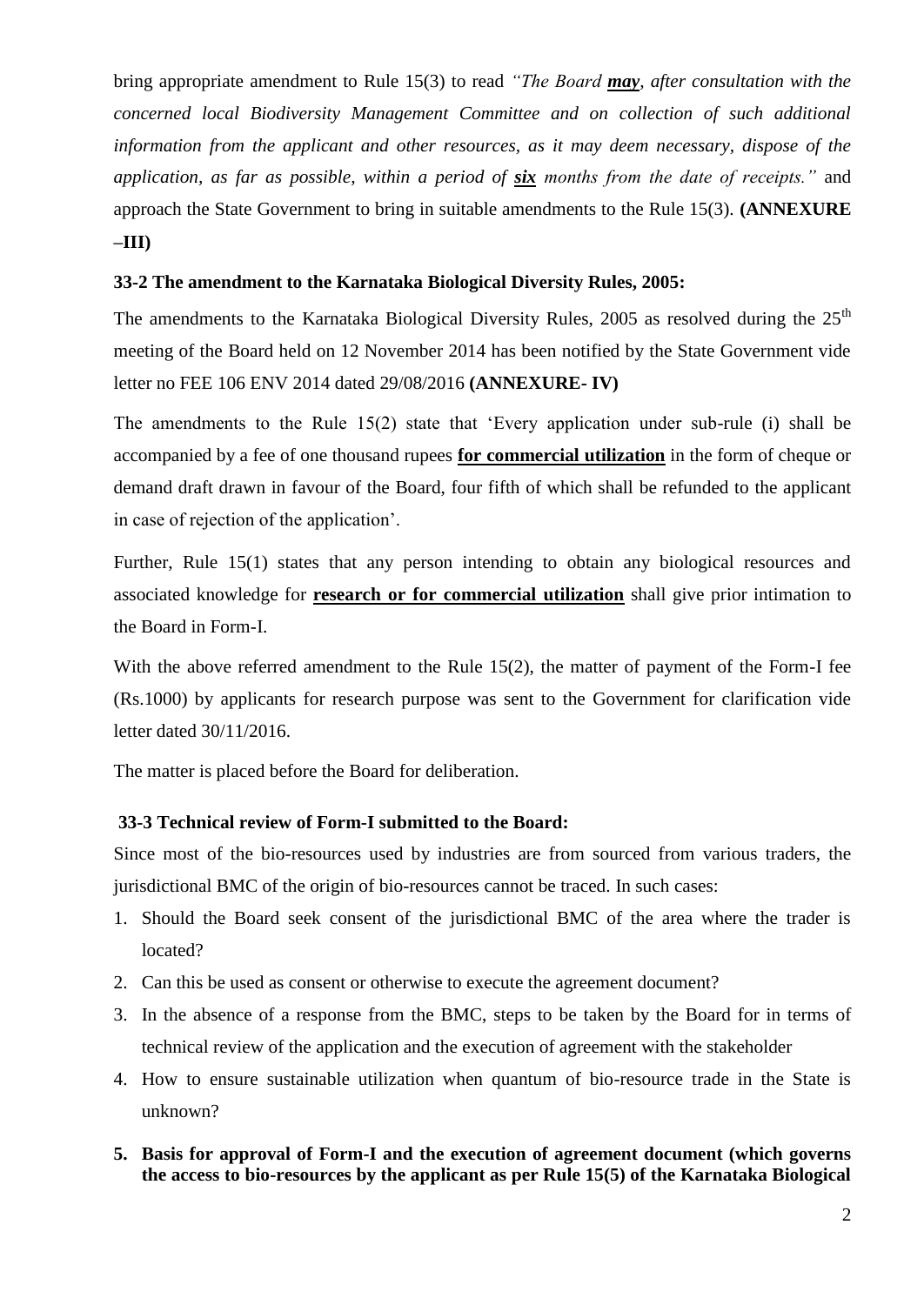bring appropriate amendment to Rule 15(3) to read *"The Board* ***may****, after consultation with the concerned local Biodiversity Management Committee and on collection of such additional information from the applicant and other resources, as it may deem necessary, dispose of the application, as far as possible, within a period of* ***six*** *months from the date of receipts."* and approach the State Government to bring in suitable amendments to the Rule 15(3). **(ANNEXURE –III)**

### 33-2 The amendment to the Karnataka Biological Diversity Rules, 2005:

The amendments to the Karnataka Biological Diversity Rules, 2005 as resolved during the 25th meeting of the Board held on 12 November 2014 has been notified by the State Government vide letter no FEE 106 ENV 2014 dated 29/08/2016 **(ANNEXURE- IV)**

The amendments to the Rule 15(2) state that 'Every application under sub-rule (i) shall be accompanied by a fee of one thousand rupees **for commercial utilization** in the form of cheque or demand draft drawn in favour of the Board, four fifth of which shall be refunded to the applicant in case of rejection of the application'.

Further, Rule 15(1) states that any person intending to obtain any biological resources and associated knowledge for **research or for commercial utilization** shall give prior intimation to the Board in Form-I.

With the above referred amendment to the Rule 15(2), the matter of payment of the Form-I fee (Rs.1000) by applicants for research purpose was sent to the Government for clarification vide letter dated 30/11/2016.

The matter is placed before the Board for deliberation.

### 33-3 Technical review of Form-I submitted to the Board:

Since most of the bio-resources used by industries are from sourced from various traders, the jurisdictional BMC of the origin of bio-resources cannot be traced. In such cases:

1. Should the Board seek consent of the jurisdictional BMC of the area where the trader is located?
2. Can this be used as consent or otherwise to execute the agreement document?
3. In the absence of a response from the BMC, steps to be taken by the Board for in terms of technical review of the application and the execution of agreement with the stakeholder
4. How to ensure sustainable utilization when quantum of bio-resource trade in the State is unknown?
5. **Basis for approval of Form-I and the execution of agreement document (which governs the access to bio-resources by the applicant as per Rule 15(5) of the Karnataka Biological**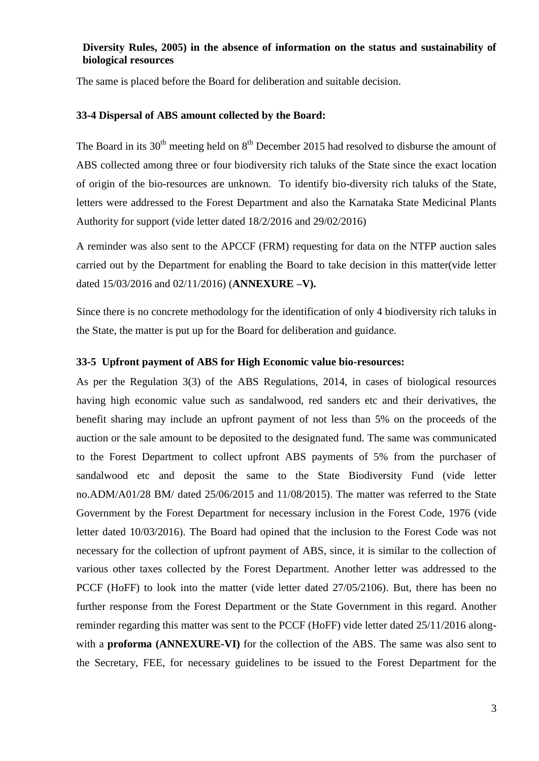**Diversity Rules, 2005) in the absence of information on the status and sustainability of biological resources**

The same is placed before the Board for deliberation and suitable decision.

### 33-4 Dispersal of ABS amount collected by the Board:

The Board in its 30th meeting held on 8th December 2015 had resolved to disburse the amount of ABS collected among three or four biodiversity rich taluks of the State since the exact location of origin of the bio-resources are unknown. To identify bio-diversity rich taluks of the State, letters were addressed to the Forest Department and also the Karnataka State Medicinal Plants Authority for support (vide letter dated 18/2/2016 and 29/02/2016)

A reminder was also sent to the APCCF (FRM) requesting for data on the NTFP auction sales carried out by the Department for enabling the Board to take decision in this matter(vide letter dated 15/03/2016 and 02/11/2016) (**ANNEXURE –V).**

Since there is no concrete methodology for the identification of only 4 biodiversity rich taluks in the State, the matter is put up for the Board for deliberation and guidance.

### 33-5 Upfront payment of ABS for High Economic value bio-resources:

As per the Regulation 3(3) of the ABS Regulations, 2014, in cases of biological resources having high economic value such as sandalwood, red sanders etc and their derivatives, the benefit sharing may include an upfront payment of not less than 5% on the proceeds of the auction or the sale amount to be deposited to the designated fund. The same was communicated to the Forest Department to collect upfront ABS payments of 5% from the purchaser of sandalwood etc and deposit the same to the State Biodiversity Fund (vide letter no.ADM/A01/28 BM/ dated 25/06/2015 and 11/08/2015). The matter was referred to the State Government by the Forest Department for necessary inclusion in the Forest Code, 1976 (vide letter dated 10/03/2016). The Board had opined that the inclusion to the Forest Code was not necessary for the collection of upfront payment of ABS, since, it is similar to the collection of various other taxes collected by the Forest Department. Another letter was addressed to the PCCF (HoFF) to look into the matter (vide letter dated 27/05/2106). But, there has been no further response from the Forest Department or the State Government in this regard. Another reminder regarding this matter was sent to the PCCF (HoFF) vide letter dated 25/11/2016 along-with a **proforma (ANNEXURE-VI)** for the collection of the ABS. The same was also sent to the Secretary, FEE, for necessary guidelines to be issued to the Forest Department for the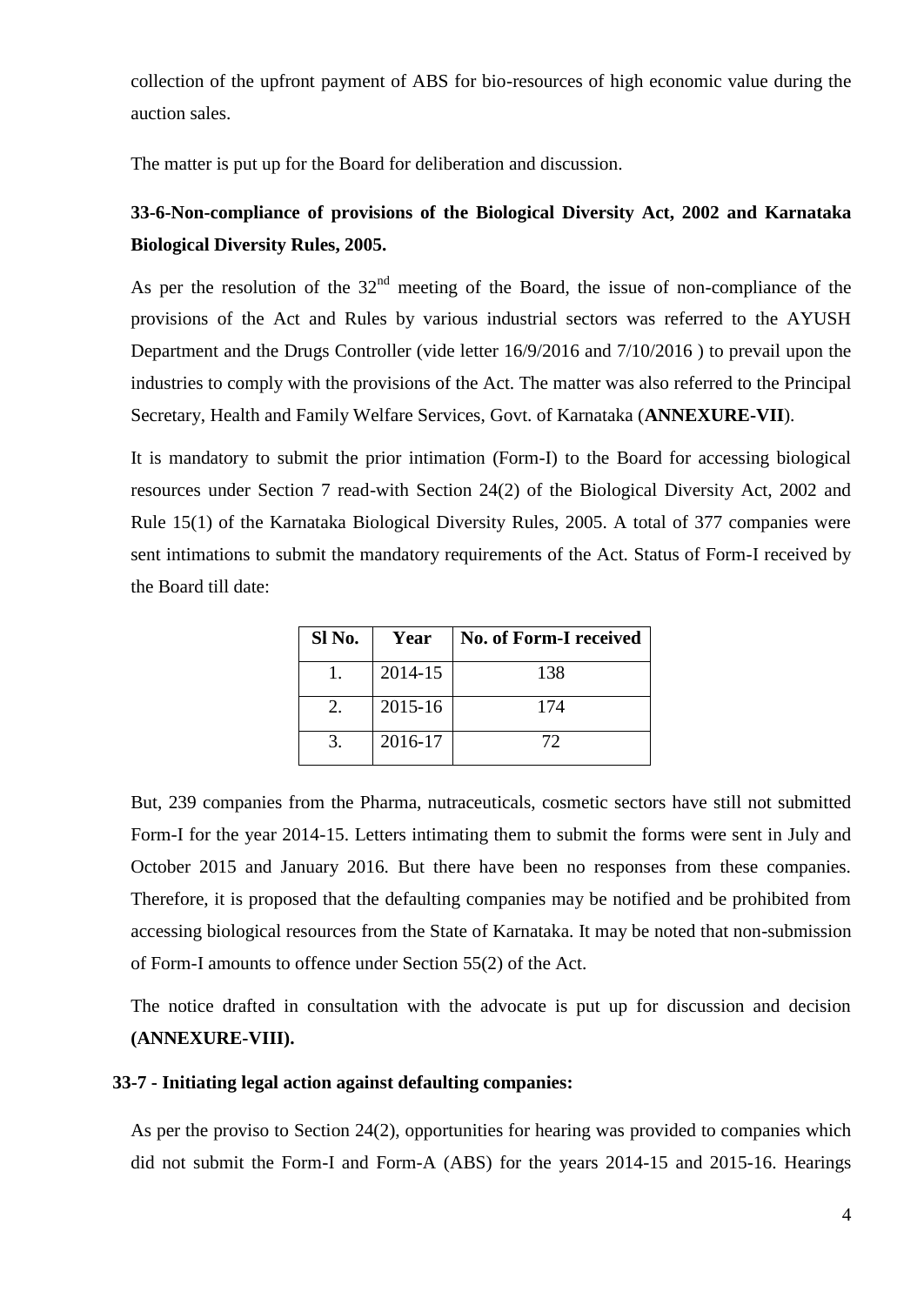collection of the upfront payment of ABS for bio-resources of high economic value during the auction sales.

The matter is put up for the Board for deliberation and discussion.

### 33-6-Non-compliance of provisions of the Biological Diversity Act, 2002 and Karnataka Biological Diversity Rules, 2005.

As per the resolution of the 32nd meeting of the Board, the issue of non-compliance of the provisions of the Act and Rules by various industrial sectors was referred to the AYUSH Department and the Drugs Controller (vide letter 16/9/2016 and 7/10/2016 ) to prevail upon the industries to comply with the provisions of the Act. The matter was also referred to the Principal Secretary, Health and Family Welfare Services, Govt. of Karnataka (**ANNEXURE-VII**).

It is mandatory to submit the prior intimation (Form-I) to the Board for accessing biological resources under Section 7 read-with Section 24(2) of the Biological Diversity Act, 2002 and Rule 15(1) of the Karnataka Biological Diversity Rules, 2005. A total of 377 companies were sent intimations to submit the mandatory requirements of the Act. Status of Form-I received by the Board till date:

| Sl No. | Year | No. of Form-I received |
|---|---|---|
| 1. | 2014-15 | 138 |
| 2. | 2015-16 | 174 |
| 3. | 2016-17 | 72 |

But, 239 companies from the Pharma, nutraceuticals, cosmetic sectors have still not submitted Form-I for the year 2014-15. Letters intimating them to submit the forms were sent in July and October 2015 and January 2016. But there have been no responses from these companies. Therefore, it is proposed that the defaulting companies may be notified and be prohibited from accessing biological resources from the State of Karnataka. It may be noted that non-submission of Form-I amounts to offence under Section 55(2) of the Act.

The notice drafted in consultation with the advocate is put up for discussion and decision **(ANNEXURE-VIII).**

### 33-7 - Initiating legal action against defaulting companies:

As per the proviso to Section 24(2), opportunities for hearing was provided to companies which did not submit the Form-I and Form-A (ABS) for the years 2014-15 and 2015-16. Hearings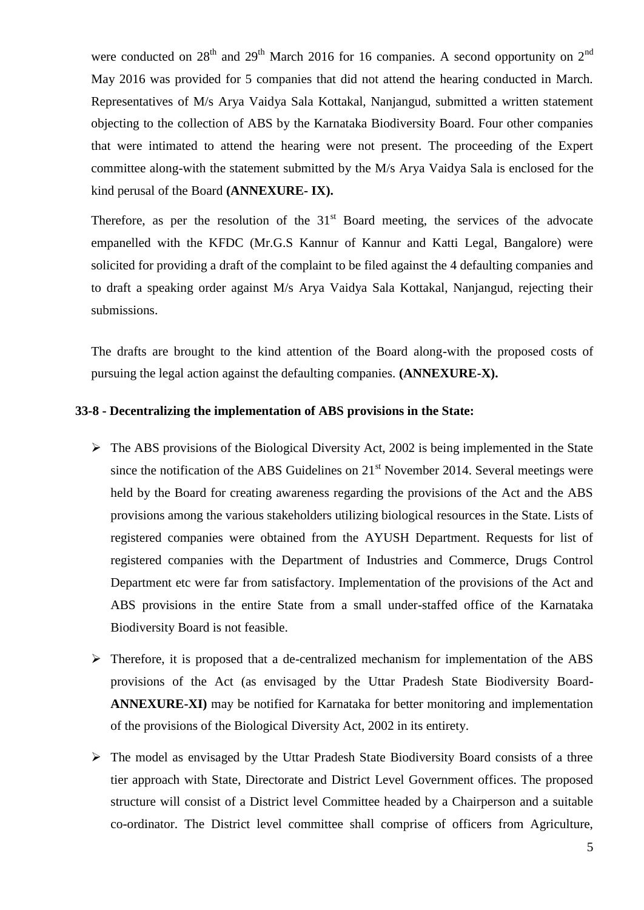were conducted on 28th and 29th March 2016 for 16 companies. A second opportunity on 2nd May 2016 was provided for 5 companies that did not attend the hearing conducted in March. Representatives of M/s Arya Vaidya Sala Kottakal, Nanjangud, submitted a written statement objecting to the collection of ABS by the Karnataka Biodiversity Board. Four other companies that were intimated to attend the hearing were not present. The proceeding of the Expert committee along-with the statement submitted by the M/s Arya Vaidya Sala is enclosed for the kind perusal of the Board **(ANNEXURE- IX).**

Therefore, as per the resolution of the 31st Board meeting, the services of the advocate empanelled with the KFDC (Mr.G.S Kannur of Kannur and Katti Legal, Bangalore) were solicited for providing a draft of the complaint to be filed against the 4 defaulting companies and to draft a speaking order against M/s Arya Vaidya Sala Kottakal, Nanjangud, rejecting their submissions.

The drafts are brought to the kind attention of the Board along-with the proposed costs of pursuing the legal action against the defaulting companies. **(ANNEXURE-X).**

**33-8 - Decentralizing the implementation of ABS provisions in the State:**

- The ABS provisions of the Biological Diversity Act, 2002 is being implemented in the State since the notification of the ABS Guidelines on 21st November 2014. Several meetings were held by the Board for creating awareness regarding the provisions of the Act and the ABS provisions among the various stakeholders utilizing biological resources in the State. Lists of registered companies were obtained from the AYUSH Department. Requests for list of registered companies with the Department of Industries and Commerce, Drugs Control Department etc were far from satisfactory. Implementation of the provisions of the Act and ABS provisions in the entire State from a small under-staffed office of the Karnataka Biodiversity Board is not feasible.
- Therefore, it is proposed that a de-centralized mechanism for implementation of the ABS provisions of the Act (as envisaged by the Uttar Pradesh State Biodiversity Board- **ANNEXURE-XI)** may be notified for Karnataka for better monitoring and implementation of the provisions of the Biological Diversity Act, 2002 in its entirety.
- The model as envisaged by the Uttar Pradesh State Biodiversity Board consists of a three tier approach with State, Directorate and District Level Government offices. The proposed structure will consist of a District level Committee headed by a Chairperson and a suitable co-ordinator. The District level committee shall comprise of officers from Agriculture,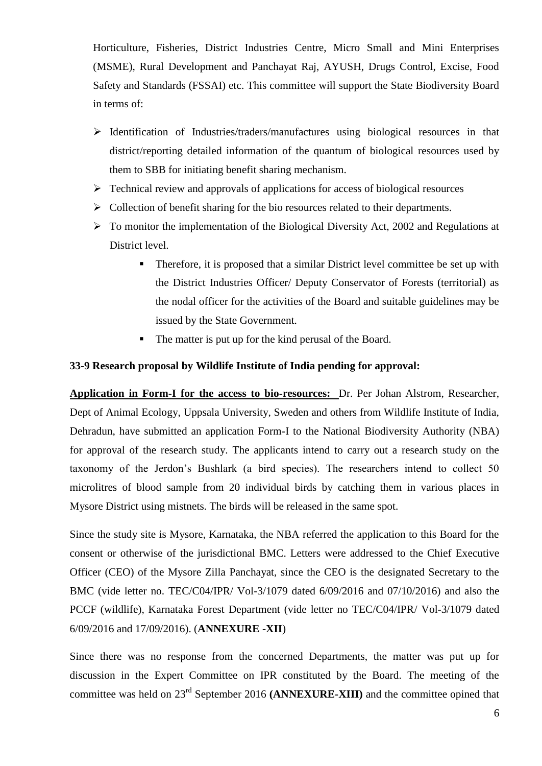Horticulture, Fisheries, District Industries Centre, Micro Small and Mini Enterprises (MSME), Rural Development and Panchayat Raj, AYUSH, Drugs Control, Excise, Food Safety and Standards (FSSAI) etc. This committee will support the State Biodiversity Board in terms of:

- Identification of Industries/traders/manufactures using biological resources in that district/reporting detailed information of the quantum of biological resources used by them to SBB for initiating benefit sharing mechanism.
- Technical review and approvals of applications for access of biological resources
- Collection of benefit sharing for the bio resources related to their departments.
- To monitor the implementation of the Biological Diversity Act, 2002 and Regulations at District level.
  - Therefore, it is proposed that a similar District level committee be set up with the District Industries Officer/ Deputy Conservator of Forests (territorial) as the nodal officer for the activities of the Board and suitable guidelines may be issued by the State Government.
  - The matter is put up for the kind perusal of the Board.

**33-9 Research proposal by Wildlife Institute of India pending for approval:**

**Application in Form-I for the access to bio-resources:** Dr. Per Johan Alstrom, Researcher, Dept of Animal Ecology, Uppsala University, Sweden and others from Wildlife Institute of India, Dehradun, have submitted an application Form-I to the National Biodiversity Authority (NBA) for approval of the research study. The applicants intend to carry out a research study on the taxonomy of the Jerdon's Bushlark (a bird species). The researchers intend to collect 50 microlitres of blood sample from 20 individual birds by catching them in various places in Mysore District using mistnets. The birds will be released in the same spot.

Since the study site is Mysore, Karnataka, the NBA referred the application to this Board for the consent or otherwise of the jurisdictional BMC. Letters were addressed to the Chief Executive Officer (CEO) of the Mysore Zilla Panchayat, since the CEO is the designated Secretary to the BMC (vide letter no. TEC/C04/IPR/ Vol-3/1079 dated 6/09/2016 and 07/10/2016) and also the PCCF (wildlife), Karnataka Forest Department (vide letter no TEC/C04/IPR/ Vol-3/1079 dated 6/09/2016 and 17/09/2016). (**ANNEXURE -XII**)

Since there was no response from the concerned Departments, the matter was put up for discussion in the Expert Committee on IPR constituted by the Board. The meeting of the committee was held on 23rd September 2016 **(ANNEXURE-XIII)** and the committee opined that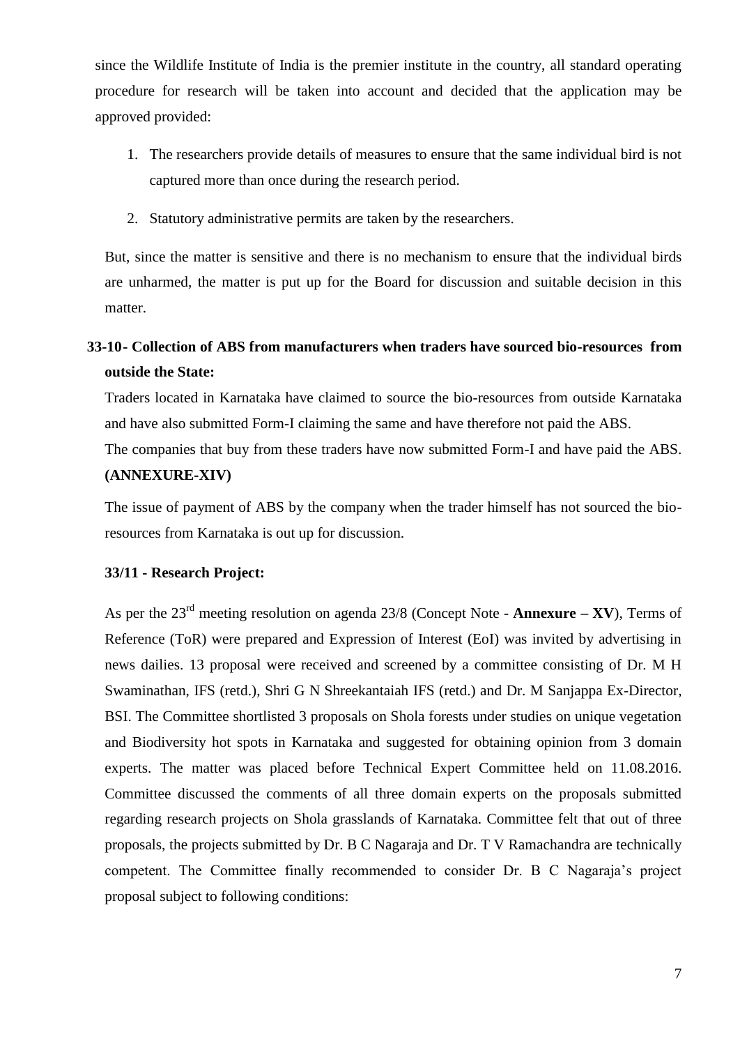since the Wildlife Institute of India is the premier institute in the country, all standard operating procedure for research will be taken into account and decided that the application may be approved provided:

1. The researchers provide details of measures to ensure that the same individual bird is not captured more than once during the research period.
2. Statutory administrative permits are taken by the researchers.

But, since the matter is sensitive and there is no mechanism to ensure that the individual birds are unharmed, the matter is put up for the Board for discussion and suitable decision in this matter.

### 33-10- Collection of ABS from manufacturers when traders have sourced bio-resources from outside the State:

Traders located in Karnataka have claimed to source the bio-resources from outside Karnataka and have also submitted Form-I claiming the same and have therefore not paid the ABS.

The companies that buy from these traders have now submitted Form-I and have paid the ABS. **(ANNEXURE-XIV)**

The issue of payment of ABS by the company when the trader himself has not sourced the bio-resources from Karnataka is out up for discussion.

### 33/11 - Research Project:

As per the 23rd meeting resolution on agenda 23/8 (Concept Note - **Annexure – XV**), Terms of Reference (ToR) were prepared and Expression of Interest (EoI) was invited by advertising in news dailies. 13 proposal were received and screened by a committee consisting of Dr. M H Swaminathan, IFS (retd.), Shri G N Shreekantaiah IFS (retd.) and Dr. M Sanjappa Ex-Director, BSI. The Committee shortlisted 3 proposals on Shola forests under studies on unique vegetation and Biodiversity hot spots in Karnataka and suggested for obtaining opinion from 3 domain experts. The matter was placed before Technical Expert Committee held on 11.08.2016. Committee discussed the comments of all three domain experts on the proposals submitted regarding research projects on Shola grasslands of Karnataka. Committee felt that out of three proposals, the projects submitted by Dr. B C Nagaraja and Dr. T V Ramachandra are technically competent. The Committee finally recommended to consider Dr. B C Nagaraja's project proposal subject to following conditions: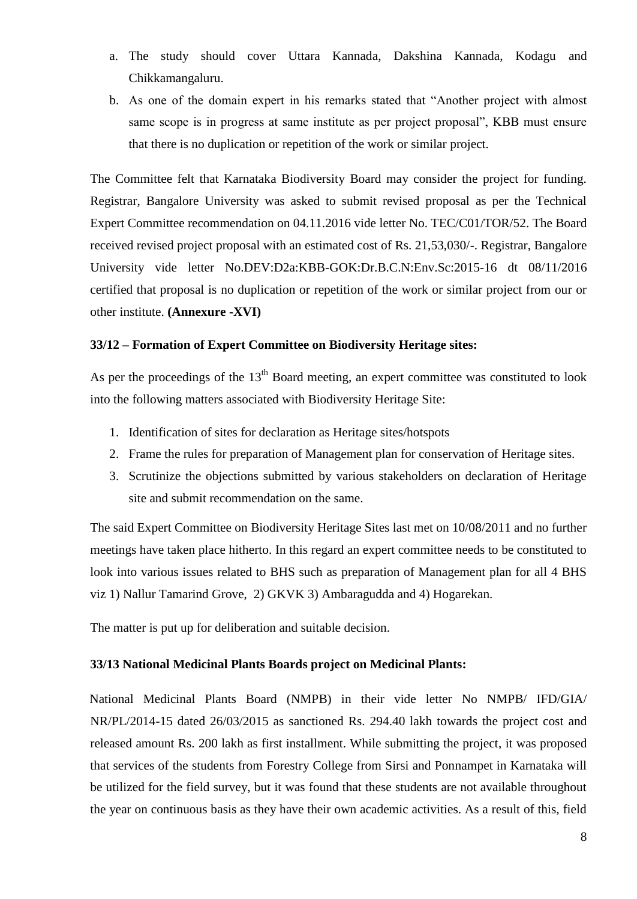a. The study should cover Uttara Kannada, Dakshina Kannada, Kodagu and Chikkamangaluru.
b. As one of the domain expert in his remarks stated that "Another project with almost same scope is in progress at same institute as per project proposal", KBB must ensure that there is no duplication or repetition of the work or similar project.

The Committee felt that Karnataka Biodiversity Board may consider the project for funding. Registrar, Bangalore University was asked to submit revised proposal as per the Technical Expert Committee recommendation on 04.11.2016 vide letter No. TEC/C01/TOR/52. The Board received revised project proposal with an estimated cost of Rs. 21,53,030/-. Registrar, Bangalore University vide letter No.DEV:D2a:KBB-GOK:Dr.B.C.N:Env.Sc:2015-16 dt 08/11/2016 certified that proposal is no duplication or repetition of the work or similar project from our or other institute. **(Annexure -XVI)**

**33/12 – Formation of Expert Committee on Biodiversity Heritage sites:**

As per the proceedings of the 13th Board meeting, an expert committee was constituted to look into the following matters associated with Biodiversity Heritage Site:

1. Identification of sites for declaration as Heritage sites/hotspots
2. Frame the rules for preparation of Management plan for conservation of Heritage sites.
3. Scrutinize the objections submitted by various stakeholders on declaration of Heritage site and submit recommendation on the same.

The said Expert Committee on Biodiversity Heritage Sites last met on 10/08/2011 and no further meetings have taken place hitherto. In this regard an expert committee needs to be constituted to look into various issues related to BHS such as preparation of Management plan for all 4 BHS viz 1) Nallur Tamarind Grove, 2) GKVK 3) Ambaragudda and 4) Hogarekan.

The matter is put up for deliberation and suitable decision.

**33/13 National Medicinal Plants Boards project on Medicinal Plants:**

National Medicinal Plants Board (NMPB) in their vide letter No NMPB/ IFD/GIA/ NR/PL/2014-15 dated 26/03/2015 as sanctioned Rs. 294.40 lakh towards the project cost and released amount Rs. 200 lakh as first installment. While submitting the project, it was proposed that services of the students from Forestry College from Sirsi and Ponnampet in Karnataka will be utilized for the field survey, but it was found that these students are not available throughout the year on continuous basis as they have their own academic activities. As a result of this, field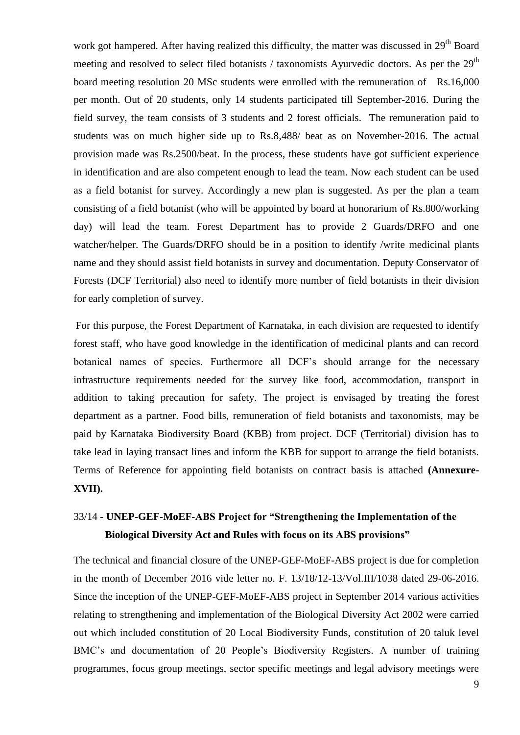work got hampered. After having realized this difficulty, the matter was discussed in 29th Board meeting and resolved to select filed botanists / taxonomists Ayurvedic doctors. As per the 29th board meeting resolution 20 MSc students were enrolled with the remuneration of Rs.16,000 per month. Out of 20 students, only 14 students participated till September-2016. During the field survey, the team consists of 3 students and 2 forest officials. The remuneration paid to students was on much higher side up to Rs.8,488/ beat as on November-2016. The actual provision made was Rs.2500/beat. In the process, these students have got sufficient experience in identification and are also competent enough to lead the team. Now each student can be used as a field botanist for survey. Accordingly a new plan is suggested. As per the plan a team consisting of a field botanist (who will be appointed by board at honorarium of Rs.800/working day) will lead the team. Forest Department has to provide 2 Guards/DRFO and one watcher/helper. The Guards/DRFO should be in a position to identify /write medicinal plants name and they should assist field botanists in survey and documentation. Deputy Conservator of Forests (DCF Territorial) also need to identify more number of field botanists in their division for early completion of survey.

For this purpose, the Forest Department of Karnataka, in each division are requested to identify forest staff, who have good knowledge in the identification of medicinal plants and can record botanical names of species. Furthermore all DCF's should arrange for the necessary infrastructure requirements needed for the survey like food, accommodation, transport in addition to taking precaution for safety. The project is envisaged by treating the forest department as a partner. Food bills, remuneration of field botanists and taxonomists, may be paid by Karnataka Biodiversity Board (KBB) from project. DCF (Territorial) division has to take lead in laying transact lines and inform the KBB for support to arrange the field botanists. Terms of Reference for appointing field botanists on contract basis is attached **(Annexure-XVII).**

### 33/14 - **UNEP-GEF-MoEF-ABS Project for "Strengthening the Implementation of the Biological Diversity Act and Rules with focus on its ABS provisions"**

The technical and financial closure of the UNEP-GEF-MoEF-ABS project is due for completion in the month of December 2016 vide letter no. F. 13/18/12-13/Vol.III/1038 dated 29-06-2016. Since the inception of the UNEP-GEF-MoEF-ABS project in September 2014 various activities relating to strengthening and implementation of the Biological Diversity Act 2002 were carried out which included constitution of 20 Local Biodiversity Funds, constitution of 20 taluk level BMC's and documentation of 20 People's Biodiversity Registers. A number of training programmes, focus group meetings, sector specific meetings and legal advisory meetings were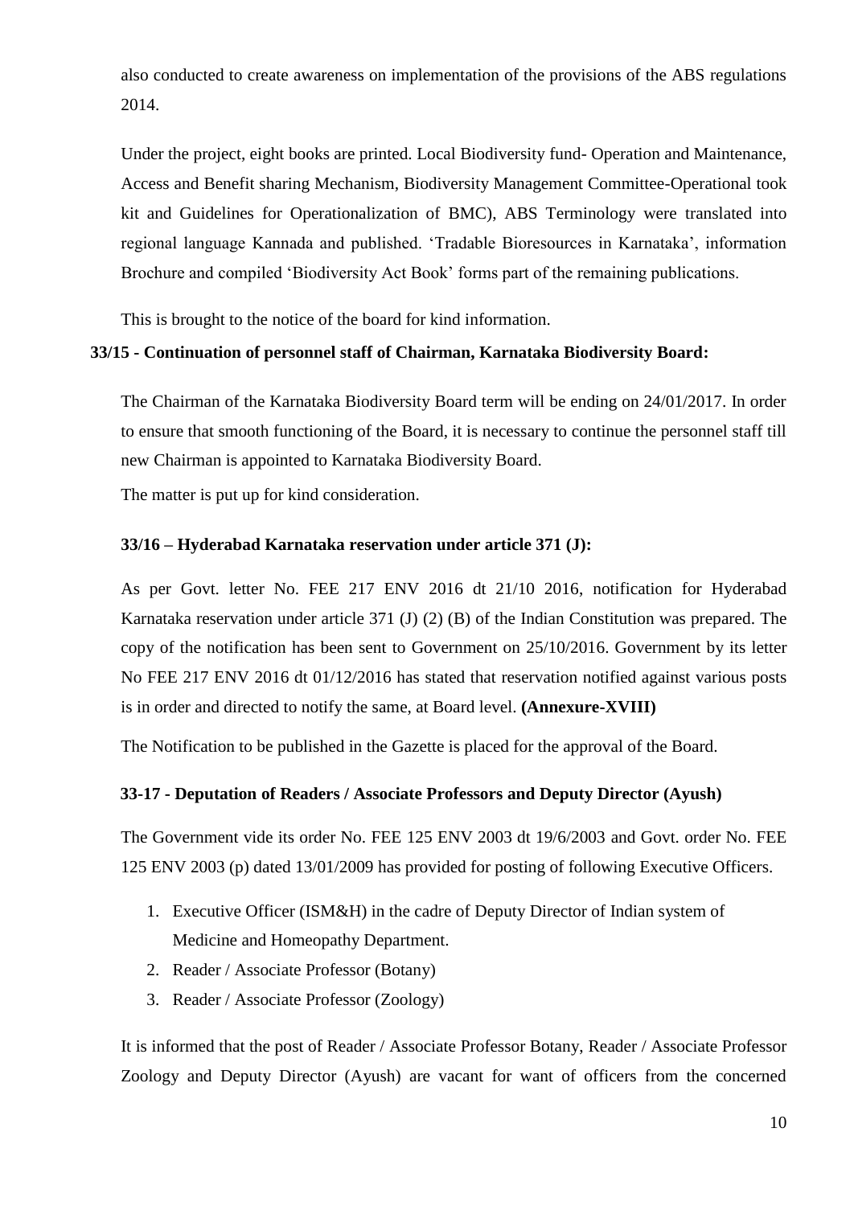also conducted to create awareness on implementation of the provisions of the ABS regulations 2014.

Under the project, eight books are printed. Local Biodiversity fund- Operation and Maintenance, Access and Benefit sharing Mechanism, Biodiversity Management Committee-Operational took kit and Guidelines for Operationalization of BMC), ABS Terminology were translated into regional language Kannada and published. 'Tradable Bioresources in Karnataka', information Brochure and compiled 'Biodiversity Act Book' forms part of the remaining publications.

This is brought to the notice of the board for kind information.

**33/15 - Continuation of personnel staff of Chairman, Karnataka Biodiversity Board:**

The Chairman of the Karnataka Biodiversity Board term will be ending on 24/01/2017. In order to ensure that smooth functioning of the Board, it is necessary to continue the personnel staff till new Chairman is appointed to Karnataka Biodiversity Board.

The matter is put up for kind consideration.

**33/16 – Hyderabad Karnataka reservation under article 371 (J):**

As per Govt. letter No. FEE 217 ENV 2016 dt 21/10 2016, notification for Hyderabad Karnataka reservation under article 371 (J) (2) (B) of the Indian Constitution was prepared. The copy of the notification has been sent to Government on 25/10/2016. Government by its letter No FEE 217 ENV 2016 dt 01/12/2016 has stated that reservation notified against various posts is in order and directed to notify the same, at Board level. **(Annexure-XVIII)**

The Notification to be published in the Gazette is placed for the approval of the Board.

**33-17 - Deputation of Readers / Associate Professors and Deputy Director (Ayush)**

The Government vide its order No. FEE 125 ENV 2003 dt 19/6/2003 and Govt. order No. FEE 125 ENV 2003 (p) dated 13/01/2009 has provided for posting of following Executive Officers.

1. Executive Officer (ISM&H) in the cadre of Deputy Director of Indian system of Medicine and Homeopathy Department.
2. Reader / Associate Professor (Botany)
3. Reader / Associate Professor (Zoology)

It is informed that the post of Reader / Associate Professor Botany, Reader / Associate Professor Zoology and Deputy Director (Ayush) are vacant for want of officers from the concerned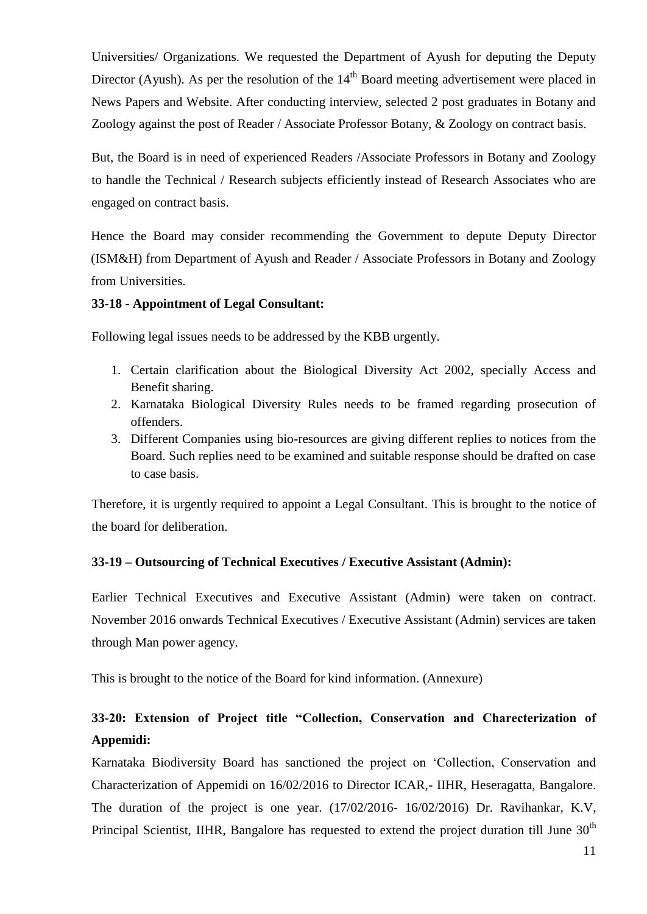Universities/ Organizations. We requested the Department of Ayush for deputing the Deputy Director (Ayush). As per the resolution of the 14th Board meeting advertisement were placed in News Papers and Website. After conducting interview, selected 2 post graduates in Botany and Zoology against the post of Reader / Associate Professor Botany, & Zoology on contract basis.

But, the Board is in need of experienced Readers /Associate Professors in Botany and Zoology to handle the Technical / Research subjects efficiently instead of Research Associates who are engaged on contract basis.

Hence the Board may consider recommending the Government to depute Deputy Director (ISM&H) from Department of Ayush and Reader / Associate Professors in Botany and Zoology from Universities.

**33-18 - Appointment of Legal Consultant:**

Following legal issues needs to be addressed by the KBB urgently.

1. Certain clarification about the Biological Diversity Act 2002, specially Access and Benefit sharing.
2. Karnataka Biological Diversity Rules needs to be framed regarding prosecution of offenders.
3. Different Companies using bio-resources are giving different replies to notices from the Board. Such replies need to be examined and suitable response should be drafted on case to case basis.

Therefore, it is urgently required to appoint a Legal Consultant. This is brought to the notice of the board for deliberation.

**33-19 – Outsourcing of Technical Executives / Executive Assistant (Admin):**

Earlier Technical Executives and Executive Assistant (Admin) were taken on contract. November 2016 onwards Technical Executives / Executive Assistant (Admin) services are taken through Man power agency.

This is brought to the notice of the Board for kind information. (Annexure)

**33-20: Extension of Project title "Collection, Conservation and Charecterization of Appemidi:**

Karnataka Biodiversity Board has sanctioned the project on 'Collection, Conservation and Characterization of Appemidi on 16/02/2016 to Director ICAR,- IIHR, Heseragatta, Bangalore. The duration of the project is one year. (17/02/2016- 16/02/2016) Dr. Ravihankar, K.V, Principal Scientist, IIHR, Bangalore has requested to extend the project duration till June 30th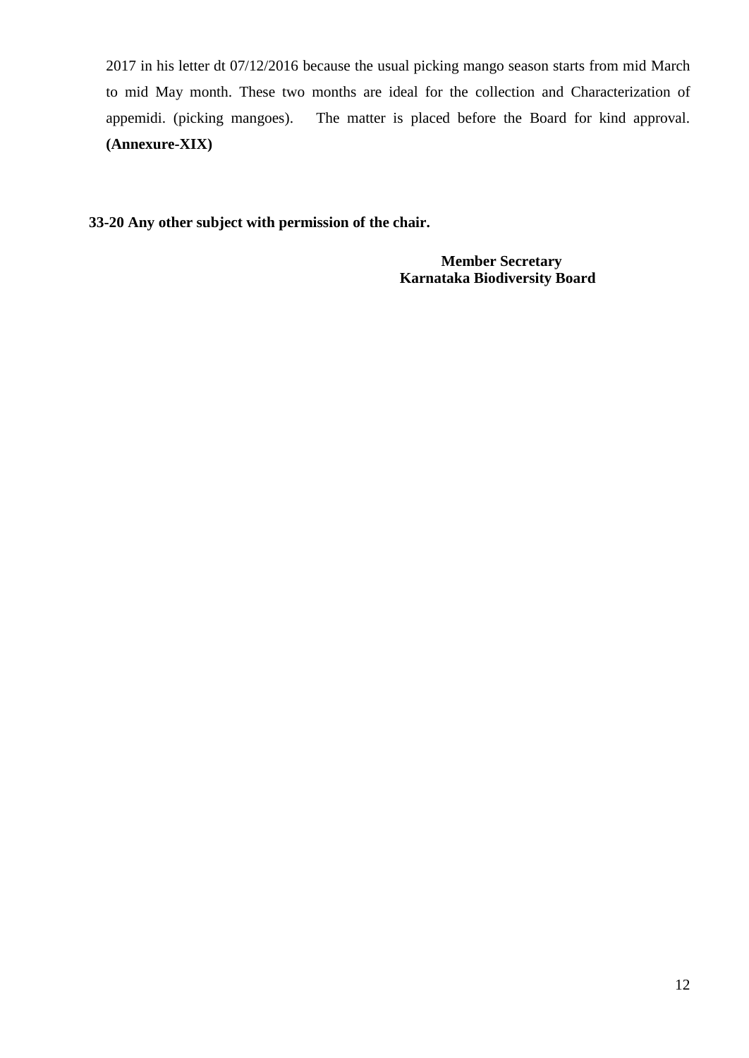2017 in his letter dt 07/12/2016 because the usual picking mango season starts from mid March to mid May month. These two months are ideal for the collection and Characterization of appemidi. (picking mangoes). The matter is placed before the Board for kind approval. **(Annexure-XIX)**

**33-20 Any other subject with permission of the chair.**

**Member Secretary**
**Karnataka Biodiversity Board**